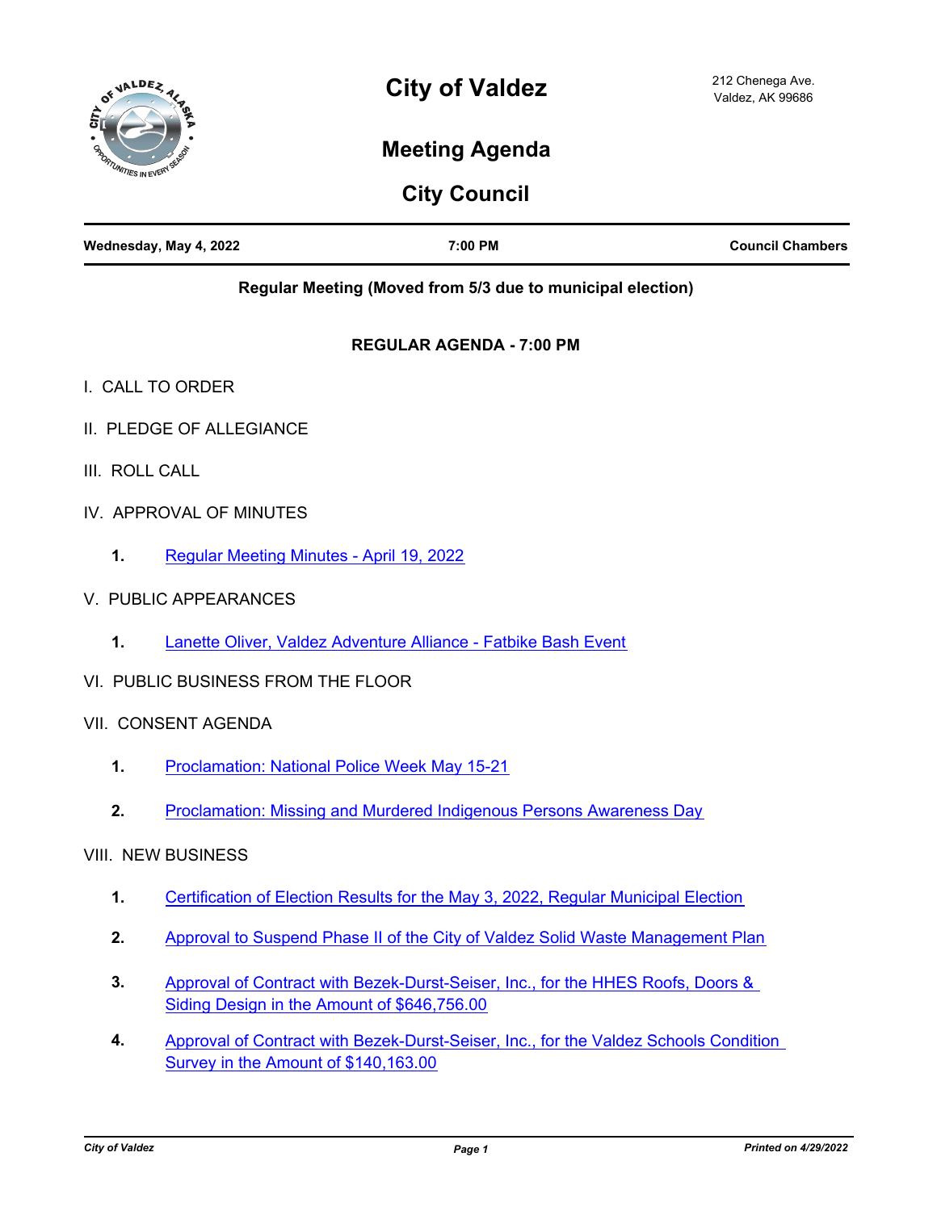# City of Valdez

212 Chenega Ave.
Valdez, AK 99686

## Meeting Agenda

## City Council

**Wednesday, May 4, 2022** | **7:00 PM** | **Council Chambers**

**Regular Meeting (Moved from 5/3 due to municipal election)**

### REGULAR AGENDA - 7:00 PM

I. CALL TO ORDER

II. PLEDGE OF ALLEGIANCE

III. ROLL CALL

IV. APPROVAL OF MINUTES

1. Regular Meeting Minutes - April 19, 2022

V. PUBLIC APPEARANCES

1. Lanette Oliver, Valdez Adventure Alliance - Fatbike Bash Event

VI. PUBLIC BUSINESS FROM THE FLOOR

VII. CONSENT AGENDA

1. Proclamation: National Police Week May 15-21
2. Proclamation: Missing and Murdered Indigenous Persons Awareness Day

VIII. NEW BUSINESS

1. Certification of Election Results for the May 3, 2022, Regular Municipal Election
2. Approval to Suspend Phase II of the City of Valdez Solid Waste Management Plan
3. Approval of Contract with Bezek-Durst-Seiser, Inc., for the HHES Roofs, Doors & Siding Design in the Amount of $646,756.00
4. Approval of Contract with Bezek-Durst-Seiser, Inc., for the Valdez Schools Condition Survey in the Amount of $140,163.00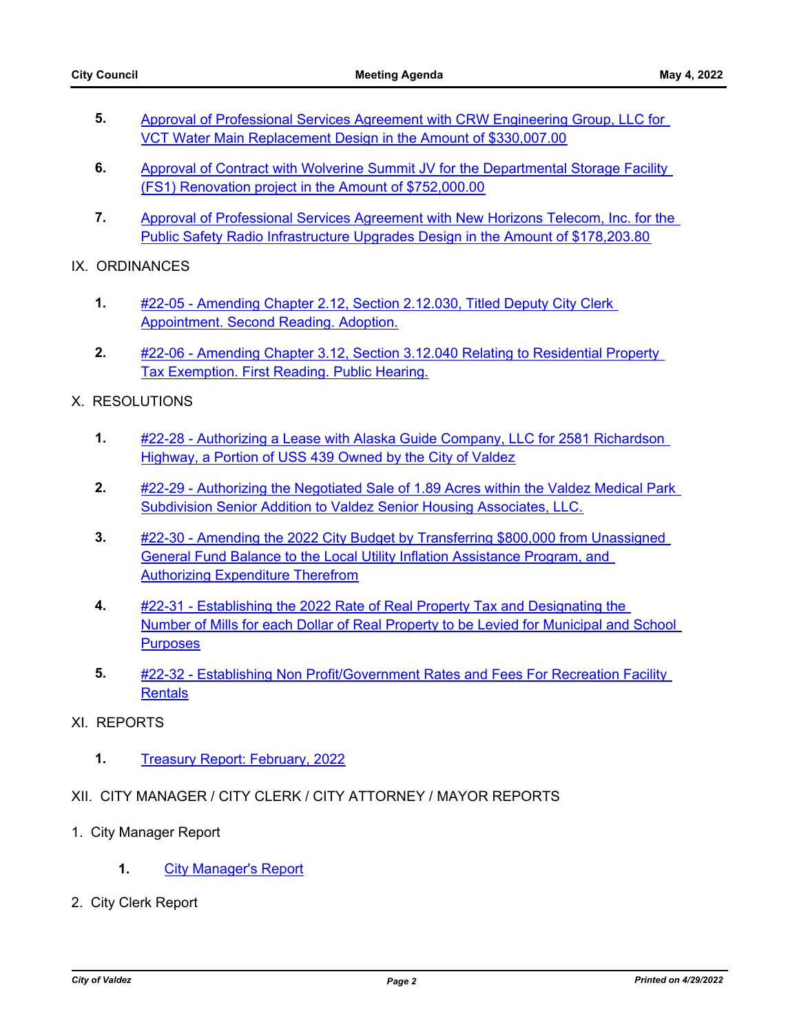5. Approval of Professional Services Agreement with CRW Engineering Group, LLC for VCT Water Main Replacement Design in the Amount of $330,007.00

6. Approval of Contract with Wolverine Summit JV for the Departmental Storage Facility (FS1) Renovation project in the Amount of $752,000.00

7. Approval of Professional Services Agreement with New Horizons Telecom, Inc. for the Public Safety Radio Infrastructure Upgrades Design in the Amount of $178,203.80

## IX. ORDINANCES

1. #22-05 - Amending Chapter 2.12, Section 2.12.030, Titled Deputy City Clerk Appointment. Second Reading. Adoption.

2. #22-06 - Amending Chapter 3.12, Section 3.12.040 Relating to Residential Property Tax Exemption. First Reading. Public Hearing.

## X. RESOLUTIONS

1. #22-28 - Authorizing a Lease with Alaska Guide Company, LLC for 2581 Richardson Highway, a Portion of USS 439 Owned by the City of Valdez

2. #22-29 - Authorizing the Negotiated Sale of 1.89 Acres within the Valdez Medical Park Subdivision Senior Addition to Valdez Senior Housing Associates, LLC.

3. #22-30 - Amending the 2022 City Budget by Transferring $800,000 from Unassigned General Fund Balance to the Local Utility Inflation Assistance Program, and Authorizing Expenditure Therefrom

4. #22-31 - Establishing the 2022 Rate of Real Property Tax and Designating the Number of Mills for each Dollar of Real Property to be Levied for Municipal and School Purposes

5. #22-32 - Establishing Non Profit/Government Rates and Fees For Recreation Facility Rentals

## XI. REPORTS

1. Treasury Report: February, 2022

## XII. CITY MANAGER / CITY CLERK / CITY ATTORNEY / MAYOR REPORTS

1. City Manager Report

    1. City Manager's Report

2. City Clerk Report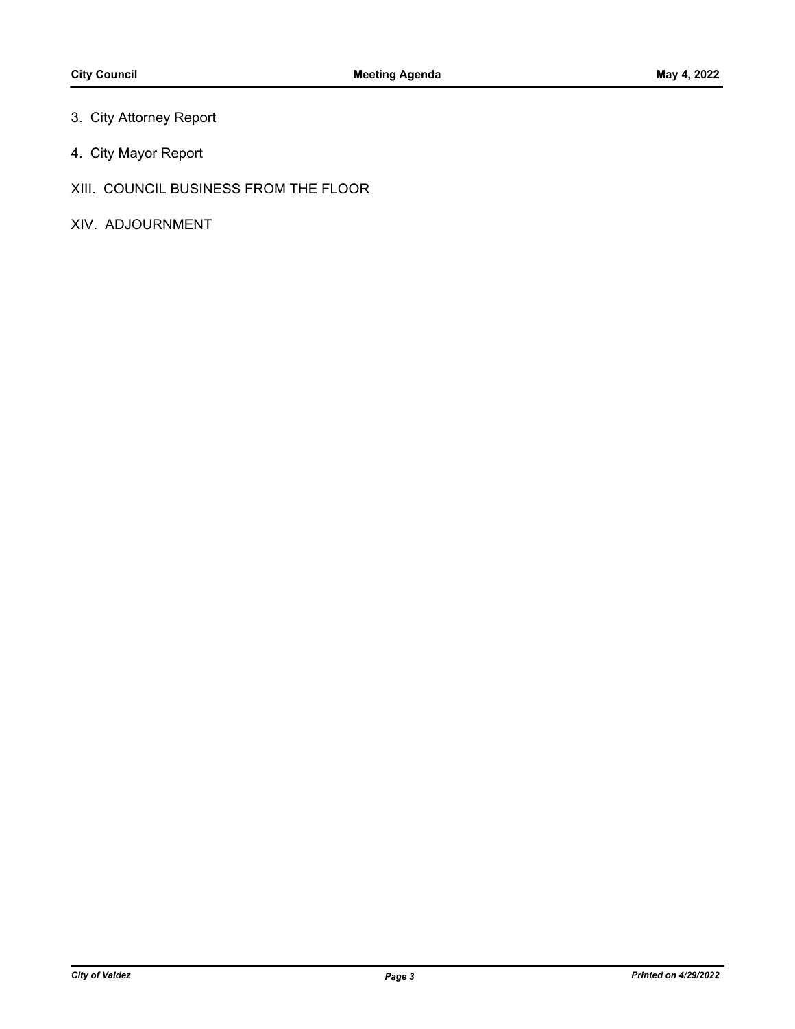3. City Attorney Report

4. City Mayor Report

XIII. COUNCIL BUSINESS FROM THE FLOOR

XIV. ADJOURNMENT